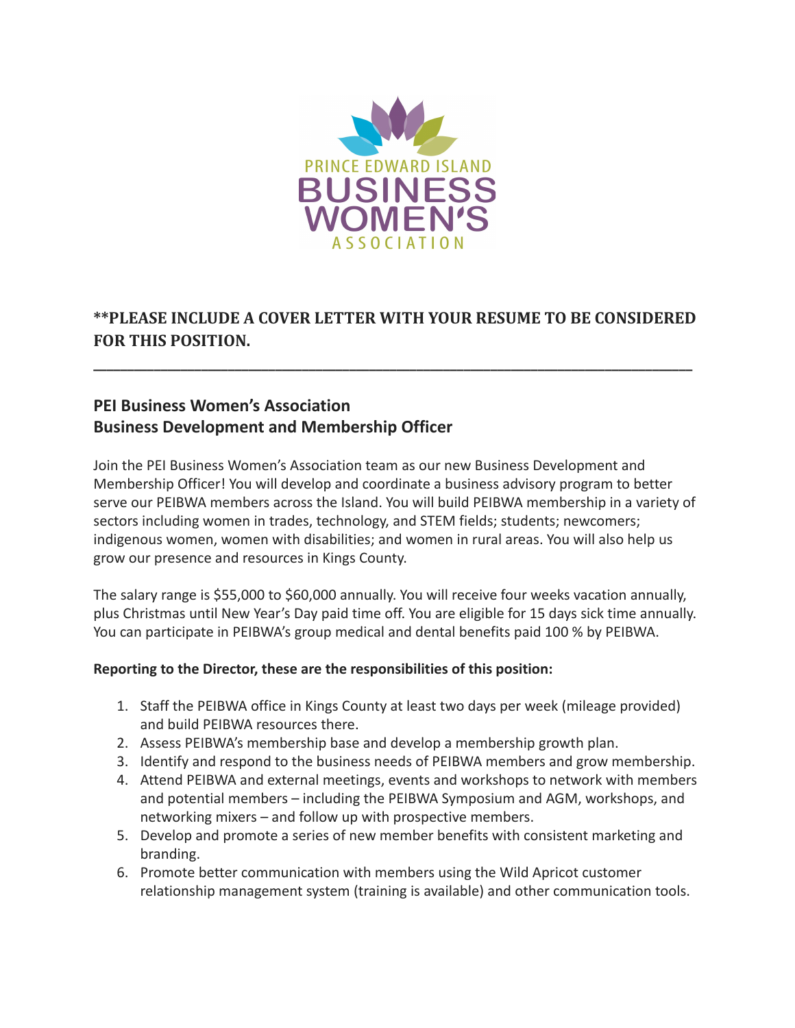**PLEASE INCLUDE A COVER LETTER WITH YOUR RESUME TO BE CONSIDERED FOR THIS POSITION.**

---

## PEI Business Women's Association
## Business Development and Membership Officer

Join the PEI Business Women's Association team as our new Business Development and Membership Officer! You will develop and coordinate a business advisory program to better serve our PEIBWA members across the Island. You will build PEIBWA membership in a variety of sectors including women in trades, technology, and STEM fields; students; newcomers; indigenous women, women with disabilities; and women in rural areas. You will also help us grow our presence and resources in Kings County.

The salary range is $55,000 to $60,000 annually. You will receive four weeks vacation annually, plus Christmas until New Year's Day paid time off. You are eligible for 15 days sick time annually. You can participate in PEIBWA's group medical and dental benefits paid 100 % by PEIBWA.

**Reporting to the Director, these are the responsibilities of this position:**

1. Staff the PEIBWA office in Kings County at least two days per week (mileage provided) and build PEIBWA resources there.
2. Assess PEIBWA's membership base and develop a membership growth plan.
3. Identify and respond to the business needs of PEIBWA members and grow membership.
4. Attend PEIBWA and external meetings, events and workshops to network with members and potential members – including the PEIBWA Symposium and AGM, workshops, and networking mixers – and follow up with prospective members.
5. Develop and promote a series of new member benefits with consistent marketing and branding.
6. Promote better communication with members using the Wild Apricot customer relationship management system (training is available) and other communication tools.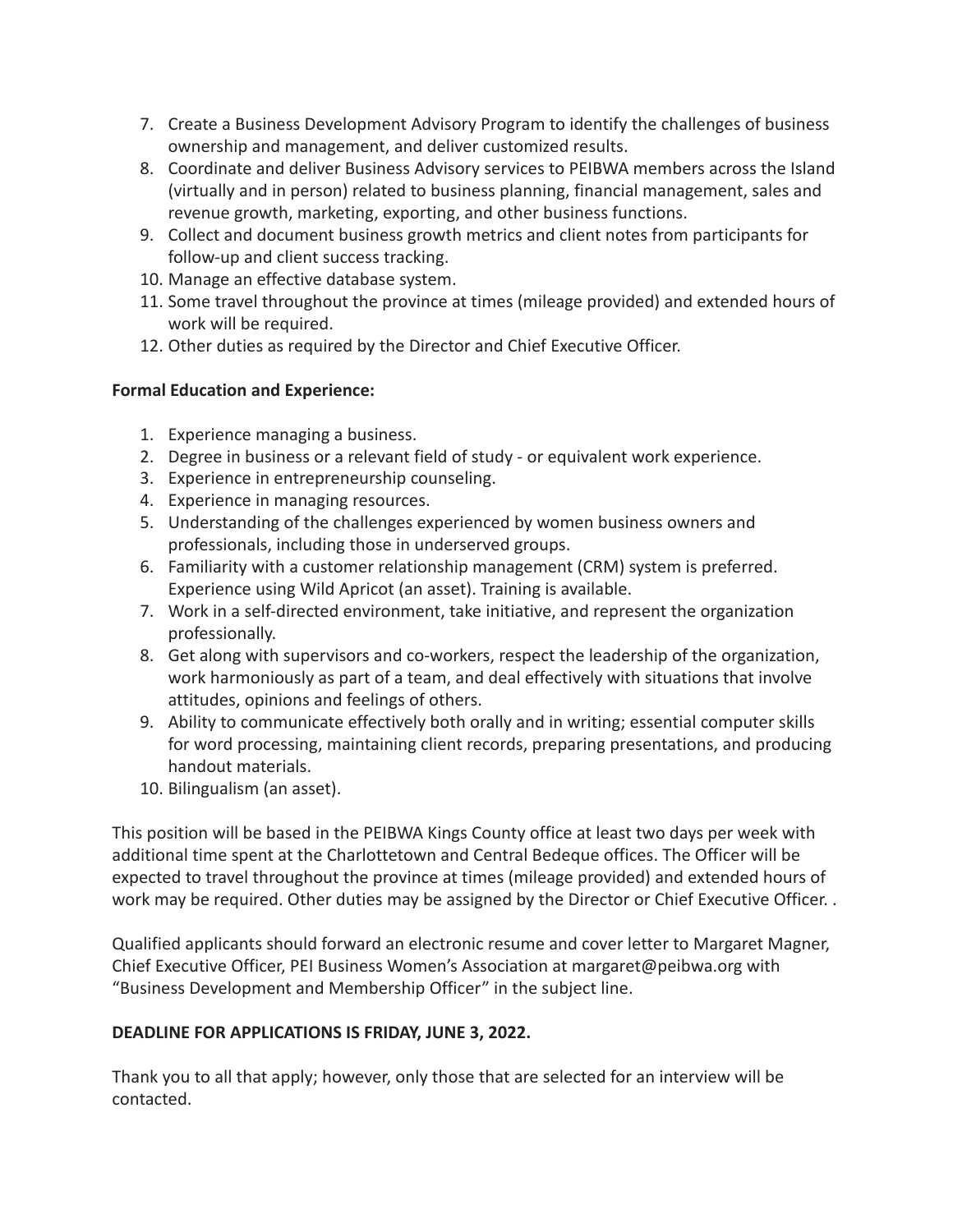7. Create a Business Development Advisory Program to identify the challenges of business ownership and management, and deliver customized results.
8. Coordinate and deliver Business Advisory services to PEIBWA members across the Island (virtually and in person) related to business planning, financial management, sales and revenue growth, marketing, exporting, and other business functions.
9. Collect and document business growth metrics and client notes from participants for follow-up and client success tracking.
10. Manage an effective database system.
11. Some travel throughout the province at times (mileage provided) and extended hours of work will be required.
12. Other duties as required by the Director and Chief Executive Officer.

**Formal Education and Experience:**

1. Experience managing a business.
2. Degree in business or a relevant field of study - or equivalent work experience.
3. Experience in entrepreneurship counseling.
4. Experience in managing resources.
5. Understanding of the challenges experienced by women business owners and professionals, including those in underserved groups.
6. Familiarity with a customer relationship management (CRM) system is preferred. Experience using Wild Apricot (an asset). Training is available.
7. Work in a self-directed environment, take initiative, and represent the organization professionally.
8. Get along with supervisors and co-workers, respect the leadership of the organization, work harmoniously as part of a team, and deal effectively with situations that involve attitudes, opinions and feelings of others.
9. Ability to communicate effectively both orally and in writing; essential computer skills for word processing, maintaining client records, preparing presentations, and producing handout materials.
10. Bilingualism (an asset).

This position will be based in the PEIBWA Kings County office at least two days per week with additional time spent at the Charlottetown and Central Bedeque offices. The Officer will be expected to travel throughout the province at times (mileage provided) and extended hours of work may be required. Other duties may be assigned by the Director or Chief Executive Officer. .

Qualified applicants should forward an electronic resume and cover letter to Margaret Magner, Chief Executive Officer, PEI Business Women's Association at margaret@peibwa.org with "Business Development and Membership Officer" in the subject line.

**DEADLINE FOR APPLICATIONS IS FRIDAY, JUNE 3, 2022.**

Thank you to all that apply; however, only those that are selected for an interview will be contacted.